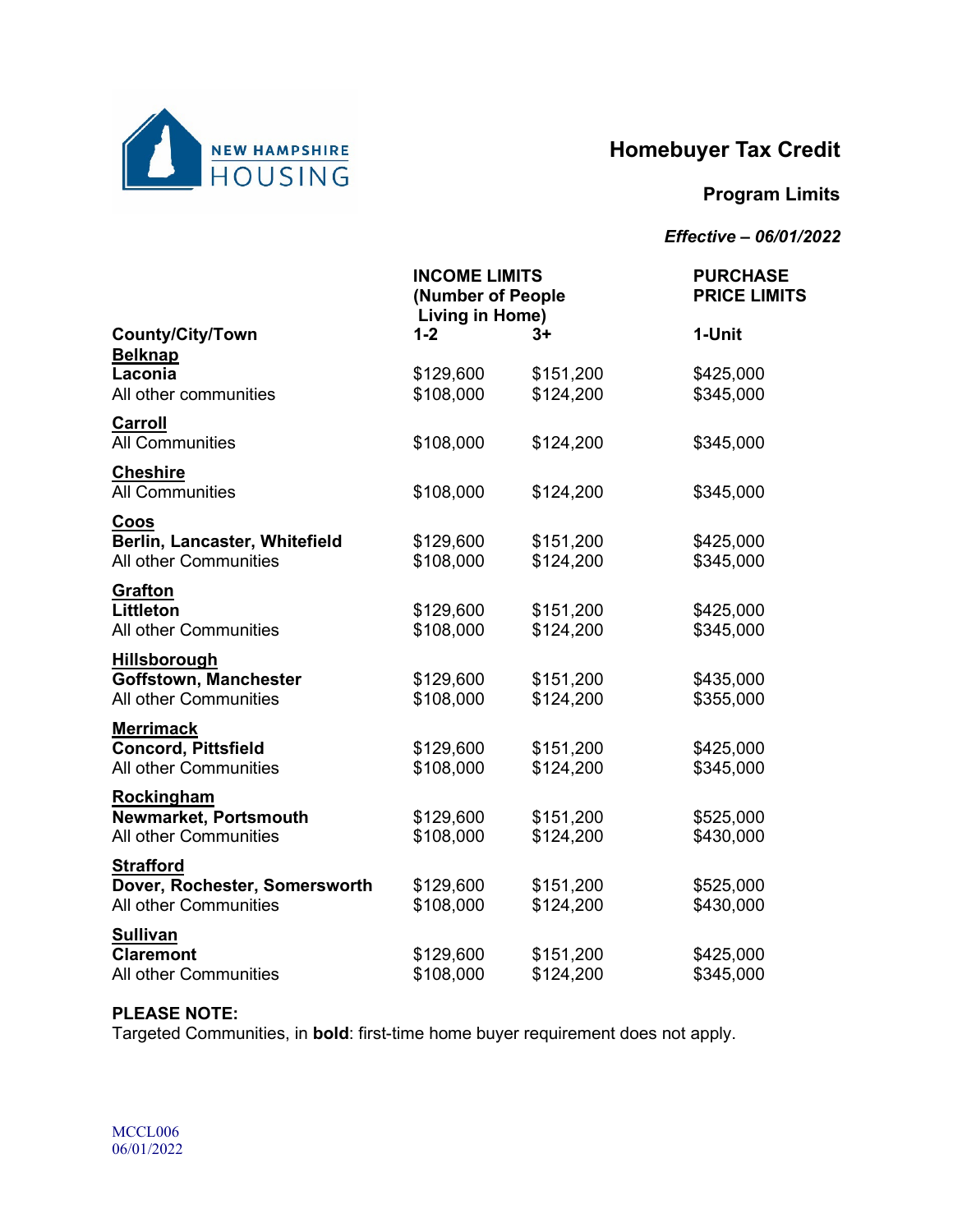NEW HAMPSHIRE HOUSING

# Homebuyer Tax Credit

## Program Limits

***Effective – 06/01/2022***

| County/City/Town | INCOME LIMITS (Number of People Living in Home) 1-2 | 3+ | PURCHASE PRICE LIMITS 1-Unit |
|---|---|---|---|
| **Belknap** | | | |
| **Laconia** | $129,600 | $151,200 | $425,000 |
| All other communities | $108,000 | $124,200 | $345,000 |
| **Carroll** | | | |
| All Communities | $108,000 | $124,200 | $345,000 |
| **Cheshire** | | | |
| All Communities | $108,000 | $124,200 | $345,000 |
| **Coos** | | | |
| **Berlin, Lancaster, Whitefield** | $129,600 | $151,200 | $425,000 |
| All other Communities | $108,000 | $124,200 | $345,000 |
| **Grafton** | | | |
| **Littleton** | $129,600 | $151,200 | $425,000 |
| All other Communities | $108,000 | $124,200 | $345,000 |
| **Hillsborough** | | | |
| **Goffstown, Manchester** | $129,600 | $151,200 | $435,000 |
| All other Communities | $108,000 | $124,200 | $355,000 |
| **Merrimack** | | | |
| **Concord, Pittsfield** | $129,600 | $151,200 | $425,000 |
| All other Communities | $108,000 | $124,200 | $345,000 |
| **Rockingham** | | | |
| **Newmarket, Portsmouth** | $129,600 | $151,200 | $525,000 |
| All other Communities | $108,000 | $124,200 | $430,000 |
| **Strafford** | | | |
| **Dover, Rochester, Somersworth** | $129,600 | $151,200 | $525,000 |
| All other Communities | $108,000 | $124,200 | $430,000 |
| **Sullivan** | | | |
| **Claremont** | $129,600 | $151,200 | $425,000 |
| All other Communities | $108,000 | $124,200 | $345,000 |

**PLEASE NOTE:**
Targeted Communities, in **bold**: first-time home buyer requirement does not apply.

MCCL006
06/01/2022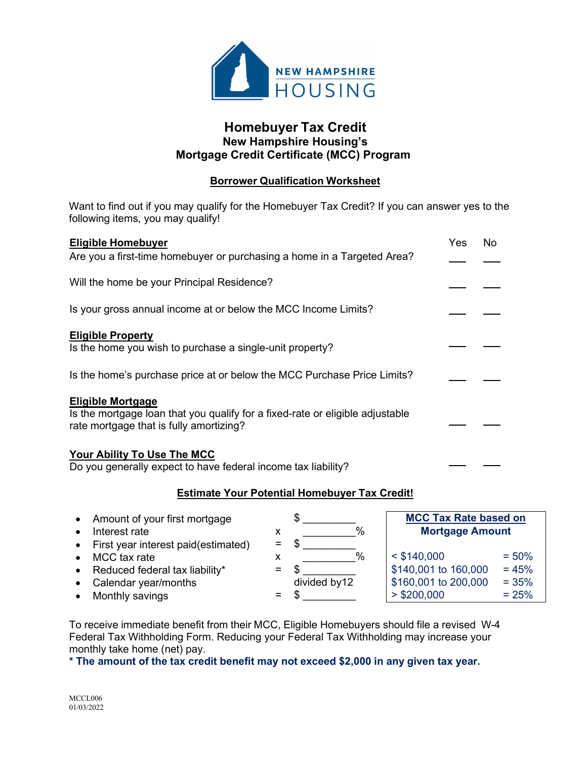NEW HAMPSHIRE HOUSING

# Homebuyer Tax Credit

## New Hampshire Housing's Mortgage Credit Certificate (MCC) Program

### Borrower Qualification Worksheet

Want to find out if you may qualify for the Homebuyer Tax Credit? If you can answer yes to the following items, you may qualify!

| | Yes | No |
|---|---|---|
| **Eligible Homebuyer** | | |
| Are you a first-time homebuyer or purchasing a home in a Targeted Area? | ___ | ___ |
| Will the home be your Principal Residence? | ___ | ___ |
| Is your gross annual income at or below the MCC Income Limits? | ___ | ___ |
| **Eligible Property** | | |
| Is the home you wish to purchase a single-unit property? | ___ | ___ |
| Is the home's purchase price at or below the MCC Purchase Price Limits? | ___ | ___ |
| **Eligible Mortgage** | | |
| Is the mortgage loan that you qualify for a fixed-rate or eligible adjustable rate mortgage that is fully amortizing? | ___ | ___ |
| **Your Ability To Use The MCC** | | |
| Do you generally expect to have federal income tax liability? | ___ | ___ |

### Estimate Your Potential Homebuyer Tax Credit!

| | | |
|---|---|---|
| • Amount of your first mortgage | | $ _________ |
| • Interest rate | x | _________% |
| • First year interest paid(estimated) | = | $ _________ |
| • MCC tax rate | x | _________% |
| • Reduced federal tax liability* | = | $ _________ |
| • Calendar year/months | | divided by12 |
| • Monthly savings | = | $ _________ |

| MCC Tax Rate based on Mortgage Amount | |
|---|---|
| < $140,000 | = 50% |
| $140,001 to 160,000 | = 45% |
| $160,001 to 200,000 | = 35% |
| > $200,000 | = 25% |

To receive immediate benefit from their MCC, Eligible Homebuyers should file a revised W-4 Federal Tax Withholding Form. Reducing your Federal Tax Withholding may increase your monthly take home (net) pay.

**\* The amount of the tax credit benefit may not exceed $2,000 in any given tax year.**

MCCL006
01/03/2022